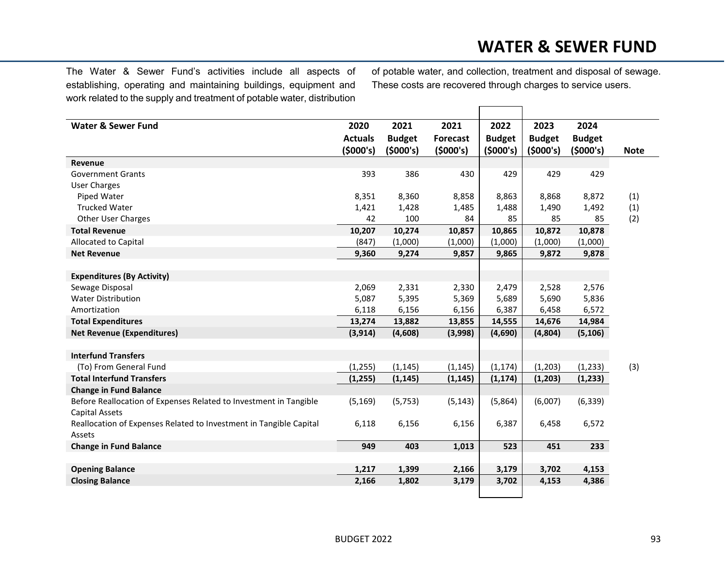# WATER & SEWER FUND

The Water & Sewer Fund's activities include all aspects of establishing, operating and maintaining buildings, equipment and work related to the supply and treatment of potable water, distribution of potable water, and collection, treatment and disposal of sewage. These costs are recovered through charges to service users.

| Water & Sewer Fund | 2020 Actuals ($000's) | 2021 Budget ($000's) | 2021 Forecast ($000's) | 2022 Budget ($000's) | 2023 Budget ($000's) | 2024 Budget ($000's) | Note |
|---|---|---|---|---|---|---|---|
| **Revenue** | | | | | | | |
| Government Grants | 393 | 386 | 430 | 429 | 429 | 429 | |
| User Charges | | | | | | | |
| Piped Water | 8,351 | 8,360 | 8,858 | 8,863 | 8,868 | 8,872 | (1) |
| Trucked Water | 1,421 | 1,428 | 1,485 | 1,488 | 1,490 | 1,492 | (1) |
| Other User Charges | 42 | 100 | 84 | 85 | 85 | 85 | (2) |
| **Total Revenue** | **10,207** | **10,274** | **10,857** | **10,865** | **10,872** | **10,878** | |
| Allocated to Capital | (847) | (1,000) | (1,000) | (1,000) | (1,000) | (1,000) | |
| **Net Revenue** | **9,360** | **9,274** | **9,857** | **9,865** | **9,872** | **9,878** | |
| | | | | | | | |
| **Expenditures (By Activity)** | | | | | | | |
| Sewage Disposal | 2,069 | 2,331 | 2,330 | 2,479 | 2,528 | 2,576 | |
| Water Distribution | 5,087 | 5,395 | 5,369 | 5,689 | 5,690 | 5,836 | |
| Amortization | 6,118 | 6,156 | 6,156 | 6,387 | 6,458 | 6,572 | |
| **Total Expenditures** | **13,274** | **13,882** | **13,855** | **14,555** | **14,676** | **14,984** | |
| **Net Revenue (Expenditures)** | **(3,914)** | **(4,608)** | **(3,998)** | **(4,690)** | **(4,804)** | **(5,106)** | |
| | | | | | | | |
| **Interfund Transfers** | | | | | | | |
| (To) From General Fund | (1,255) | (1,145) | (1,145) | (1,174) | (1,203) | (1,233) | (3) |
| **Total Interfund Transfers** | **(1,255)** | **(1,145)** | **(1,145)** | **(1,174)** | **(1,203)** | **(1,233)** | |
| **Change in Fund Balance** | | | | | | | |
| Before Reallocation of Expenses Related to Investment in Tangible Capital Assets | (5,169) | (5,753) | (5,143) | (5,864) | (6,007) | (6,339) | |
| Reallocation of Expenses Related to Investment in Tangible Capital Assets | 6,118 | 6,156 | 6,156 | 6,387 | 6,458 | 6,572 | |
| **Change in Fund Balance** | **949** | **403** | **1,013** | **523** | **451** | **233** | |
| | | | | | | | |
| **Opening Balance** | **1,217** | **1,399** | **2,166** | **3,179** | **3,702** | **4,153** | |
| **Closing Balance** | **2,166** | **1,802** | **3,179** | **3,702** | **4,153** | **4,386** | |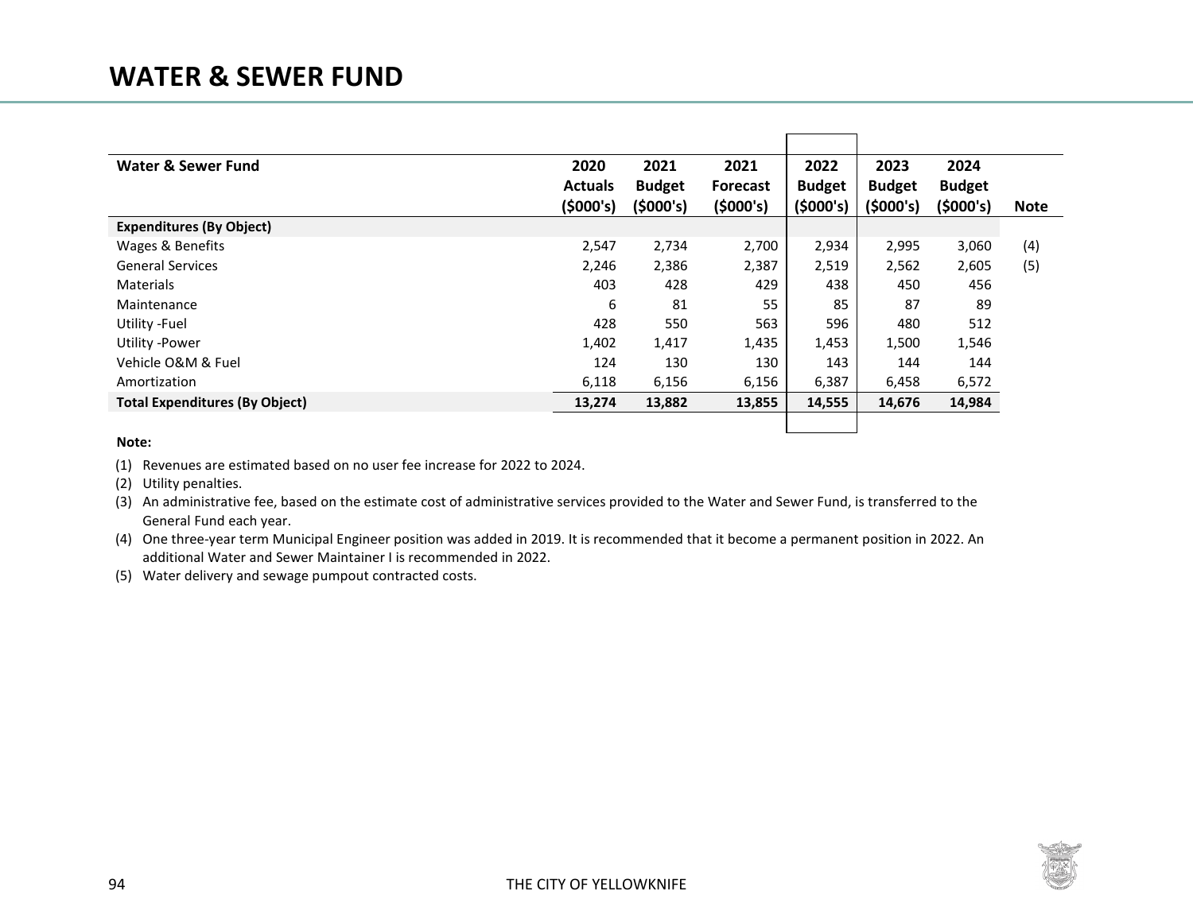# WATER & SEWER FUND

| Water & Sewer Fund | 2020 Actuals ($000's) | 2021 Budget ($000's) | 2021 Forecast ($000's) | 2022 Budget ($000's) | 2023 Budget ($000's) | 2024 Budget ($000's) | Note |
|---|---|---|---|---|---|---|---|
| **Expenditures (By Object)** | | | | | | | |
| Wages & Benefits | 2,547 | 2,734 | 2,700 | 2,934 | 2,995 | 3,060 | (4) |
| General Services | 2,246 | 2,386 | 2,387 | 2,519 | 2,562 | 2,605 | (5) |
| Materials | 403 | 428 | 429 | 438 | 450 | 456 | |
| Maintenance | 6 | 81 | 55 | 85 | 87 | 89 | |
| Utility -Fuel | 428 | 550 | 563 | 596 | 480 | 512 | |
| Utility -Power | 1,402 | 1,417 | 1,435 | 1,453 | 1,500 | 1,546 | |
| Vehicle O&M & Fuel | 124 | 130 | 130 | 143 | 144 | 144 | |
| Amortization | 6,118 | 6,156 | 6,156 | 6,387 | 6,458 | 6,572 | |
| **Total Expenditures (By Object)** | **13,274** | **13,882** | **13,855** | **14,555** | **14,676** | **14,984** | |

**Note:**

(1) Revenues are estimated based on no user fee increase for 2022 to 2024.

(2) Utility penalties.

(3) An administrative fee, based on the estimate cost of administrative services provided to the Water and Sewer Fund, is transferred to the General Fund each year.

(4) One three-year term Municipal Engineer position was added in 2019. It is recommended that it become a permanent position in 2022. An additional Water and Sewer Maintainer I is recommended in 2022.

(5) Water delivery and sewage pumpout contracted costs.